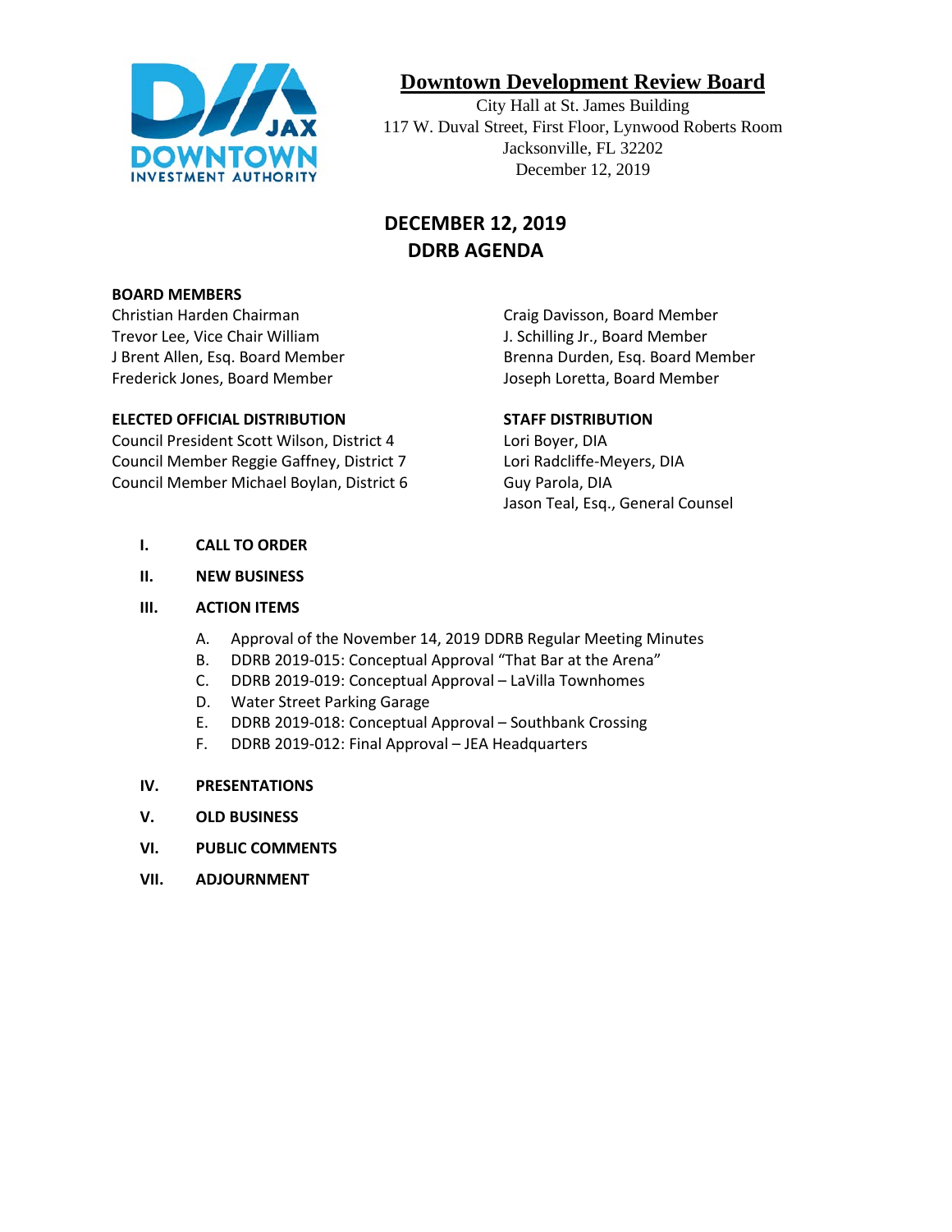# Downtown Development Review Board

City Hall at St. James Building
117 W. Duval Street, First Floor, Lynwood Roberts Room
Jacksonville, FL 32202
December 12, 2019

## DECEMBER 12, 2019
## DDRB AGENDA

**BOARD MEMBERS**

Christian Harden Chairman
Trevor Lee, Vice Chair William
J Brent Allen, Esq. Board Member
Frederick Jones, Board Member
Craig Davisson, Board Member
J. Schilling Jr., Board Member
Brenna Durden, Esq. Board Member
Joseph Loretta, Board Member

**ELECTED OFFICIAL DISTRIBUTION**

Council President Scott Wilson, District 4
Council Member Reggie Gaffney, District 7
Council Member Michael Boylan, District 6

**STAFF DISTRIBUTION**

Lori Boyer, DIA
Lori Radcliffe-Meyers, DIA
Guy Parola, DIA
Jason Teal, Esq., General Counsel

**I. CALL TO ORDER**

**II. NEW BUSINESS**

**III. ACTION ITEMS**

A. Approval of the November 14, 2019 DDRB Regular Meeting Minutes
B. DDRB 2019-015: Conceptual Approval "That Bar at the Arena"
C. DDRB 2019-019: Conceptual Approval – LaVilla Townhomes
D. Water Street Parking Garage
E. DDRB 2019-018: Conceptual Approval – Southbank Crossing
F. DDRB 2019-012: Final Approval – JEA Headquarters

**IV. PRESENTATIONS**

**V. OLD BUSINESS**

**VI. PUBLIC COMMENTS**

**VII. ADJOURNMENT**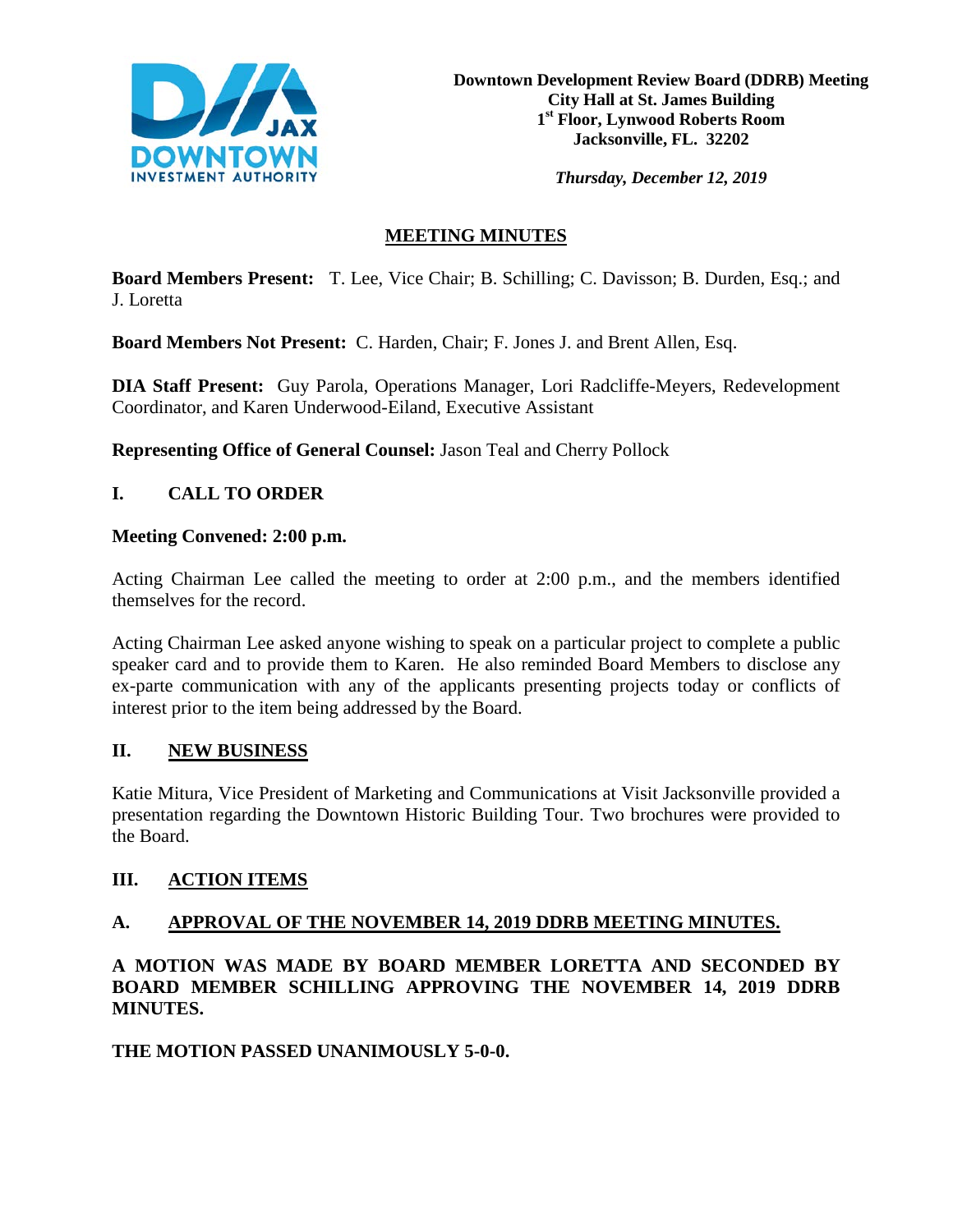**Downtown Development Review Board (DDRB) Meeting**
**City Hall at St. James Building**
**1st Floor, Lynwood Roberts Room**
**Jacksonville, FL. 32202**

***Thursday, December 12, 2019***

## MEETING MINUTES

**Board Members Present:** T. Lee, Vice Chair; B. Schilling; C. Davisson; B. Durden, Esq.; and J. Loretta

**Board Members Not Present:** C. Harden, Chair; F. Jones J. and Brent Allen, Esq.

**DIA Staff Present:** Guy Parola, Operations Manager, Lori Radcliffe-Meyers, Redevelopment Coordinator, and Karen Underwood-Eiland, Executive Assistant

**Representing Office of General Counsel:** Jason Teal and Cherry Pollock

## I. CALL TO ORDER

**Meeting Convened: 2:00 p.m.**

Acting Chairman Lee called the meeting to order at 2:00 p.m., and the members identified themselves for the record.

Acting Chairman Lee asked anyone wishing to speak on a particular project to complete a public speaker card and to provide them to Karen. He also reminded Board Members to disclose any ex-parte communication with any of the applicants presenting projects today or conflicts of interest prior to the item being addressed by the Board.

## II. NEW BUSINESS

Katie Mitura, Vice President of Marketing and Communications at Visit Jacksonville provided a presentation regarding the Downtown Historic Building Tour. Two brochures were provided to the Board.

## III. ACTION ITEMS

### A. APPROVAL OF THE NOVEMBER 14, 2019 DDRB MEETING MINUTES.

**A MOTION WAS MADE BY BOARD MEMBER LORETTA AND SECONDED BY BOARD MEMBER SCHILLING APPROVING THE NOVEMBER 14, 2019 DDRB MINUTES.**

**THE MOTION PASSED UNANIMOUSLY 5-0-0.**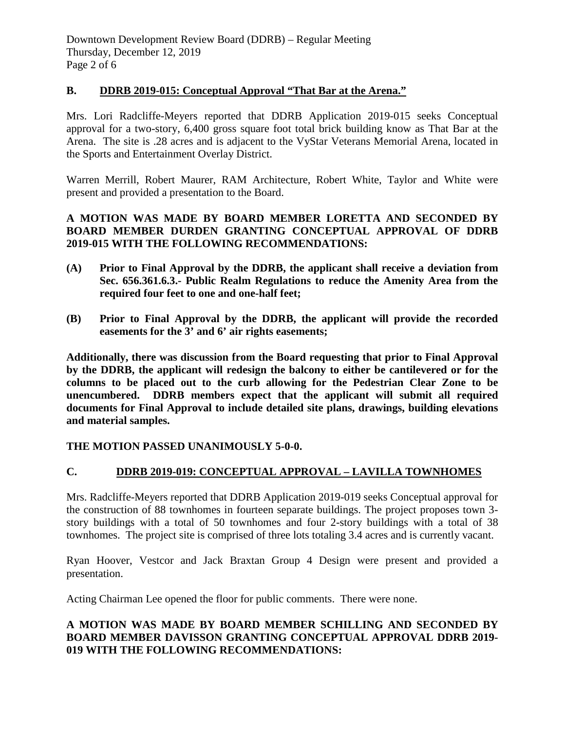## B. DDRB 2019-015: Conceptual Approval "That Bar at the Arena."

Mrs. Lori Radcliffe-Meyers reported that DDRB Application 2019-015 seeks Conceptual approval for a two-story, 6,400 gross square foot total brick building know as That Bar at the Arena. The site is .28 acres and is adjacent to the VyStar Veterans Memorial Arena, located in the Sports and Entertainment Overlay District.

Warren Merrill, Robert Maurer, RAM Architecture, Robert White, Taylor and White were present and provided a presentation to the Board.

**A MOTION WAS MADE BY BOARD MEMBER LORETTA AND SECONDED BY BOARD MEMBER DURDEN GRANTING CONCEPTUAL APPROVAL OF DDRB 2019-015 WITH THE FOLLOWING RECOMMENDATIONS:**

**(A) Prior to Final Approval by the DDRB, the applicant shall receive a deviation from Sec. 656.361.6.3.- Public Realm Regulations to reduce the Amenity Area from the required four feet to one and one-half feet;**

**(B) Prior to Final Approval by the DDRB, the applicant will provide the recorded easements for the 3' and 6' air rights easements;**

**Additionally, there was discussion from the Board requesting that prior to Final Approval by the DDRB, the applicant will redesign the balcony to either be cantilevered or for the columns to be placed out to the curb allowing for the Pedestrian Clear Zone to be unencumbered. DDRB members expect that the applicant will submit all required documents for Final Approval to include detailed site plans, drawings, building elevations and material samples.**

**THE MOTION PASSED UNANIMOUSLY 5-0-0.**

## C. DDRB 2019-019: CONCEPTUAL APPROVAL – LAVILLA TOWNHOMES

Mrs. Radcliffe-Meyers reported that DDRB Application 2019-019 seeks Conceptual approval for the construction of 88 townhomes in fourteen separate buildings. The project proposes town 3-story buildings with a total of 50 townhomes and four 2-story buildings with a total of 38 townhomes. The project site is comprised of three lots totaling 3.4 acres and is currently vacant.

Ryan Hoover, Vestcor and Jack Braxtan Group 4 Design were present and provided a presentation.

Acting Chairman Lee opened the floor for public comments. There were none.

**A MOTION WAS MADE BY BOARD MEMBER SCHILLING AND SECONDED BY BOARD MEMBER DAVISSON GRANTING CONCEPTUAL APPROVAL DDRB 2019-019 WITH THE FOLLOWING RECOMMENDATIONS:**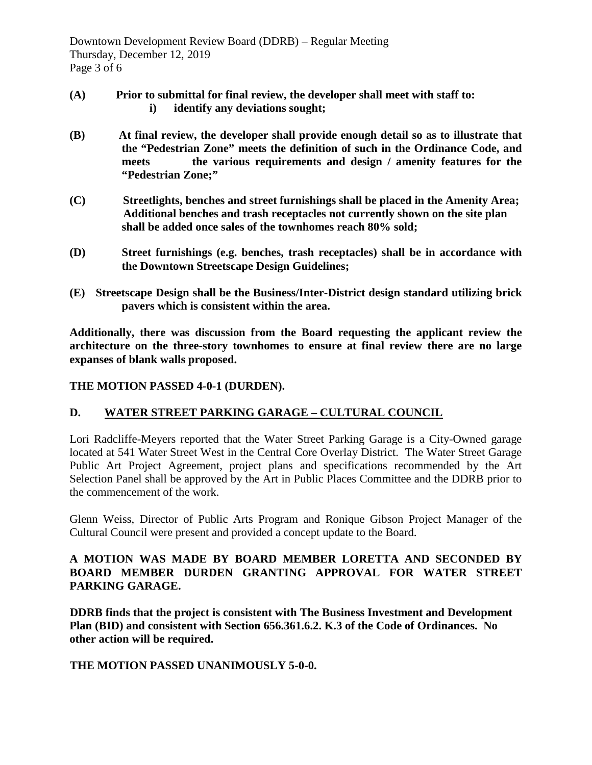**(A) Prior to submittal for final review, the developer shall meet with staff to:**

**i) identify any deviations sought;**

**(B) At final review, the developer shall provide enough detail so as to illustrate that the "Pedestrian Zone" meets the definition of such in the Ordinance Code, and meets the various requirements and design / amenity features for the "Pedestrian Zone;"**

**(C) Streetlights, benches and street furnishings shall be placed in the Amenity Area; Additional benches and trash receptacles not currently shown on the site plan shall be added once sales of the townhomes reach 80% sold;**

**(D) Street furnishings (e.g. benches, trash receptacles) shall be in accordance with the Downtown Streetscape Design Guidelines;**

**(E) Streetscape Design shall be the Business/Inter-District design standard utilizing brick pavers which is consistent within the area.**

**Additionally, there was discussion from the Board requesting the applicant review the architecture on the three-story townhomes to ensure at final review there are no large expanses of blank walls proposed.**

**THE MOTION PASSED 4-0-1 (DURDEN).**

## D. WATER STREET PARKING GARAGE – CULTURAL COUNCIL

Lori Radcliffe-Meyers reported that the Water Street Parking Garage is a City-Owned garage located at 541 Water Street West in the Central Core Overlay District. The Water Street Garage Public Art Project Agreement, project plans and specifications recommended by the Art Selection Panel shall be approved by the Art in Public Places Committee and the DDRB prior to the commencement of the work.

Glenn Weiss, Director of Public Arts Program and Ronique Gibson Project Manager of the Cultural Council were present and provided a concept update to the Board.

**A MOTION WAS MADE BY BOARD MEMBER LORETTA AND SECONDED BY BOARD MEMBER DURDEN GRANTING APPROVAL FOR WATER STREET PARKING GARAGE.**

**DDRB finds that the project is consistent with The Business Investment and Development Plan (BID) and consistent with Section 656.361.6.2. K.3 of the Code of Ordinances. No other action will be required.**

**THE MOTION PASSED UNANIMOUSLY 5-0-0.**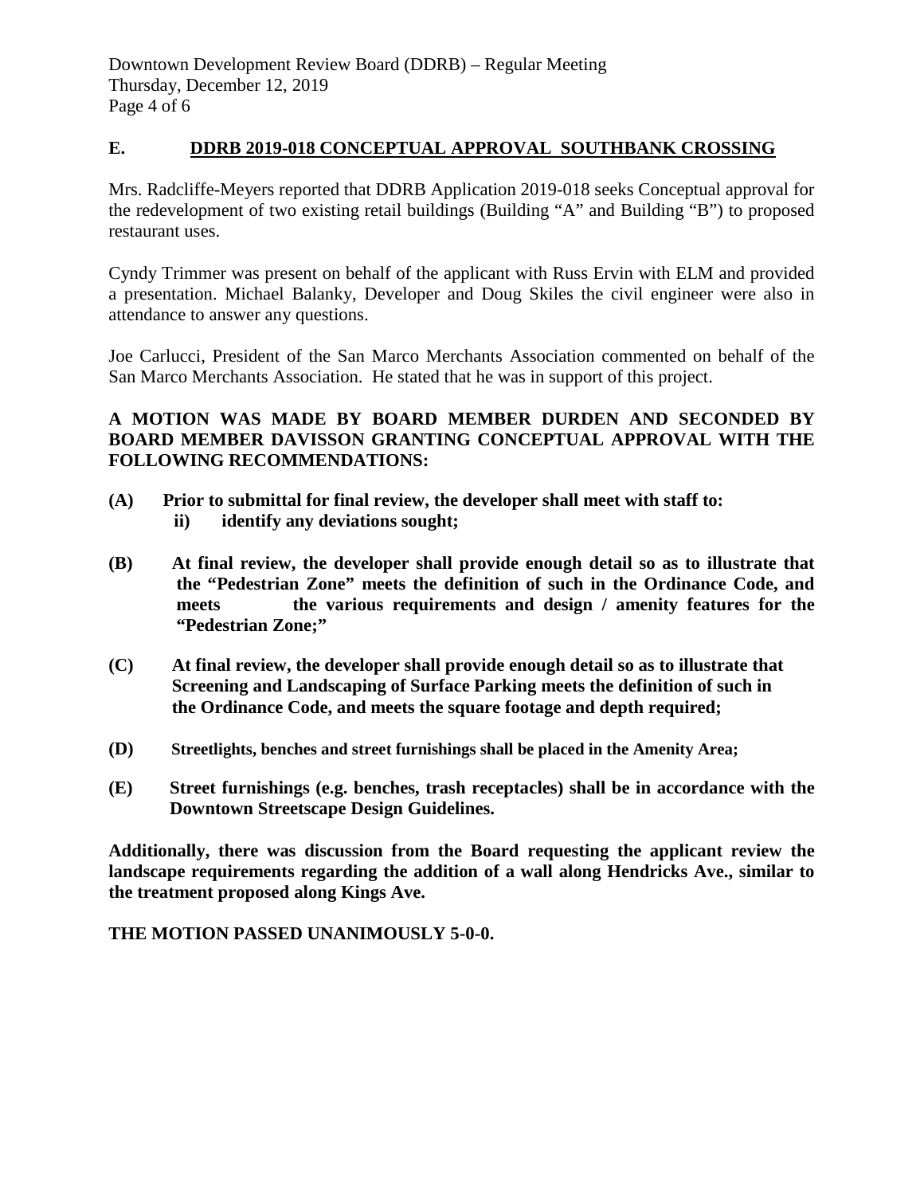## E. DDRB 2019-018 CONCEPTUAL APPROVAL SOUTHBANK CROSSING

Mrs. Radcliffe-Meyers reported that DDRB Application 2019-018 seeks Conceptual approval for the redevelopment of two existing retail buildings (Building "A" and Building "B") to proposed restaurant uses.

Cyndy Trimmer was present on behalf of the applicant with Russ Ervin with ELM and provided a presentation. Michael Balanky, Developer and Doug Skiles the civil engineer were also in attendance to answer any questions.

Joe Carlucci, President of the San Marco Merchants Association commented on behalf of the San Marco Merchants Association. He stated that he was in support of this project.

**A MOTION WAS MADE BY BOARD MEMBER DURDEN AND SECONDED BY BOARD MEMBER DAVISSON GRANTING CONCEPTUAL APPROVAL WITH THE FOLLOWING RECOMMENDATIONS:**

**(A) Prior to submittal for final review, the developer shall meet with staff to:**
 **ii) identify any deviations sought;**

**(B) At final review, the developer shall provide enough detail so as to illustrate that the "Pedestrian Zone" meets the definition of such in the Ordinance Code, and meets the various requirements and design / amenity features for the "Pedestrian Zone;"**

**(C) At final review, the developer shall provide enough detail so as to illustrate that Screening and Landscaping of Surface Parking meets the definition of such in the Ordinance Code, and meets the square footage and depth required;**

**(D) Streetlights, benches and street furnishings shall be placed in the Amenity Area;**

**(E) Street furnishings (e.g. benches, trash receptacles) shall be in accordance with the Downtown Streetscape Design Guidelines.**

**Additionally, there was discussion from the Board requesting the applicant review the landscape requirements regarding the addition of a wall along Hendricks Ave., similar to the treatment proposed along Kings Ave.**

**THE MOTION PASSED UNANIMOUSLY 5-0-0.**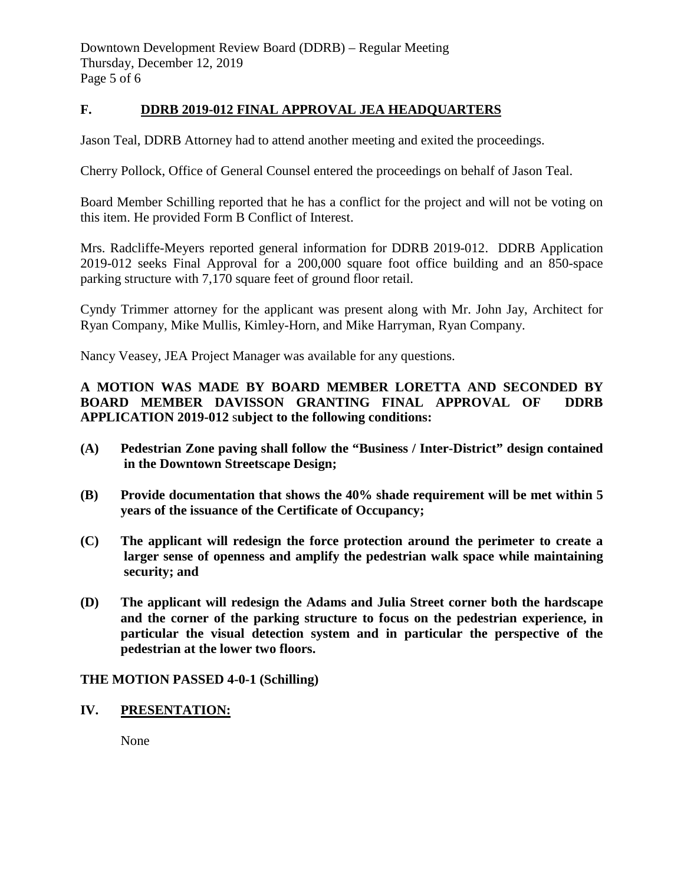## F. DDRB 2019-012 FINAL APPROVAL JEA HEADQUARTERS

Jason Teal, DDRB Attorney had to attend another meeting and exited the proceedings.

Cherry Pollock, Office of General Counsel entered the proceedings on behalf of Jason Teal.

Board Member Schilling reported that he has a conflict for the project and will not be voting on this item. He provided Form B Conflict of Interest.

Mrs. Radcliffe-Meyers reported general information for DDRB 2019-012. DDRB Application 2019-012 seeks Final Approval for a 200,000 square foot office building and an 850-space parking structure with 7,170 square feet of ground floor retail.

Cyndy Trimmer attorney for the applicant was present along with Mr. John Jay, Architect for Ryan Company, Mike Mullis, Kimley-Horn, and Mike Harryman, Ryan Company.

Nancy Veasey, JEA Project Manager was available for any questions.

**A MOTION WAS MADE BY BOARD MEMBER LORETTA AND SECONDED BY BOARD MEMBER DAVISSON GRANTING FINAL APPROVAL OF DDRB APPLICATION 2019-012 subject to the following conditions:**

**(A) Pedestrian Zone paving shall follow the "Business / Inter-District" design contained in the Downtown Streetscape Design;**

**(B) Provide documentation that shows the 40% shade requirement will be met within 5 years of the issuance of the Certificate of Occupancy;**

**(C) The applicant will redesign the force protection around the perimeter to create a larger sense of openness and amplify the pedestrian walk space while maintaining security; and**

**(D) The applicant will redesign the Adams and Julia Street corner both the hardscape and the corner of the parking structure to focus on the pedestrian experience, in particular the visual detection system and in particular the perspective of the pedestrian at the lower two floors.**

**THE MOTION PASSED 4-0-1 (Schilling)**

## IV. PRESENTATION:

None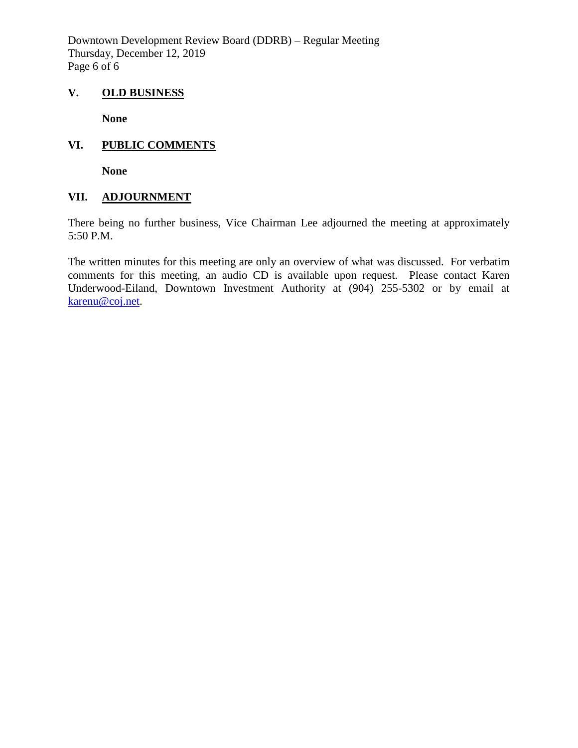## V. OLD BUSINESS

**None**

## VI. PUBLIC COMMENTS

**None**

## VII. ADJOURNMENT

There being no further business, Vice Chairman Lee adjourned the meeting at approximately 5:50 P.M.

The written minutes for this meeting are only an overview of what was discussed. For verbatim comments for this meeting, an audio CD is available upon request. Please contact Karen Underwood-Eiland, Downtown Investment Authority at (904) 255-5302 or by email at karenu@coj.net.